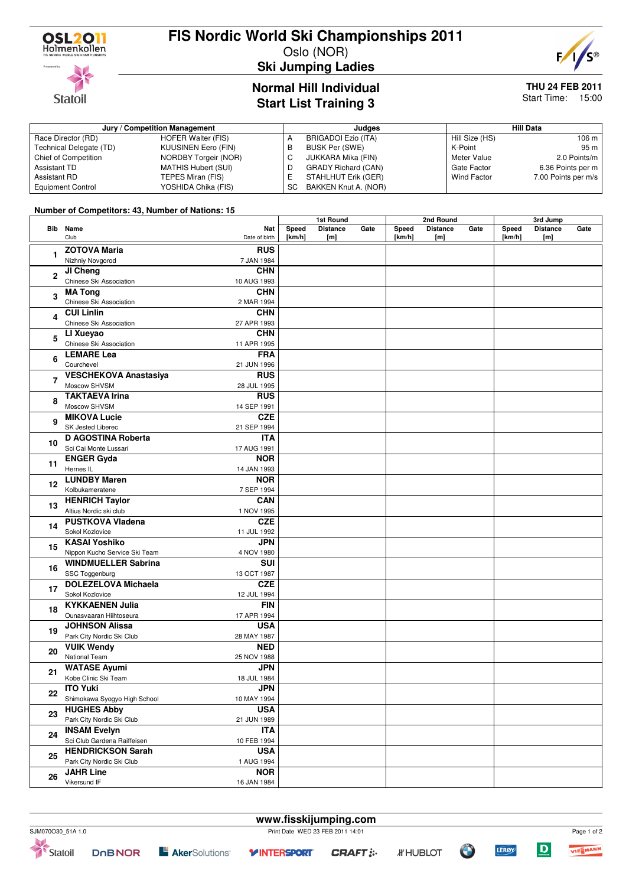# FIS Nordic World Ski Championships 2011

Oslo (NOR)

## Ski Jumping Ladies

## Normal Hill Individual
## Start List Training 3

**THU 24 FEB 2011**
Start Time: 15:00

| Jury / Competition Management | | Judges | | Hill Data | |
|---|---|---|---|---|---|
| Race Director (RD) | HOFER Walter (FIS) | A | BRIGADOI Ezio (ITA) | Hill Size (HS) | 106 m |
| Technical Delegate (TD) | KUUSINEN Eero (FIN) | B | BUSK Per (SWE) | K-Point | 95 m |
| Chief of Competition | NORDBY Torgeir (NOR) | C | JUKKARA Mika (FIN) | Meter Value | 2.0 Points/m |
| Assistant TD | MATHIS Hubert (SUI) | D | GRADY Richard (CAN) | Gate Factor | 6.36 Points per m |
| Assistant RD | TEPES Miran (FIS) | E | STAHLHUT Erik (GER) | Wind Factor | 7.00 Points per m/s |
| Equipment Control | YOSHIDA Chika (FIS) | SC | BAKKEN Knut A. (NOR) | | |

**Number of Competitors: 43, Number of Nations: 15**

| Bib | Name / Club | Nat / Date of birth | 1st Round Speed [km/h] | 1st Round Distance [m] | 1st Round Gate | 2nd Round Speed [km/h] | 2nd Round Distance [m] | 2nd Round Gate | 3rd Jump Speed [km/h] | 3rd Jump Distance [m] | 3rd Jump Gate |
|---|---|---|---|---|---|---|---|---|---|---|---|
| 1 | **ZOTOVA Maria**<br>Nizhniy Novgorod | **RUS**<br>7 JAN 1984 | | | | | | | | | |
| 2 | **JI Cheng**<br>Chinese Ski Association | **CHN**<br>10 AUG 1993 | | | | | | | | | |
| 3 | **MA Tong**<br>Chinese Ski Association | **CHN**<br>2 MAR 1994 | | | | | | | | | |
| 4 | **CUI Linlin**<br>Chinese Ski Association | **CHN**<br>27 APR 1993 | | | | | | | | | |
| 5 | **LI Xueyao**<br>Chinese Ski Association | **CHN**<br>11 APR 1995 | | | | | | | | | |
| 6 | **LEMARE Lea**<br>Courchevel | **FRA**<br>21 JUN 1996 | | | | | | | | | |
| 7 | **VESCHEKOVA Anastasiya**<br>Moscow SHVSM | **RUS**<br>28 JUL 1995 | | | | | | | | | |
| 8 | **TAKTAEVA Irina**<br>Moscow SHVSM | **RUS**<br>14 SEP 1991 | | | | | | | | | |
| 9 | **MIKOVA Lucie**<br>SK Jested Liberec | **CZE**<br>21 SEP 1994 | | | | | | | | | |
| 10 | **D AGOSTINA Roberta**<br>Sci Cai Monte Lussari | **ITA**<br>17 AUG 1991 | | | | | | | | | |
| 11 | **ENGER Gyda**<br>Hernes IL | **NOR**<br>14 JAN 1993 | | | | | | | | | |
| 12 | **LUNDBY Maren**<br>Kolbukameratene | **NOR**<br>7 SEP 1994 | | | | | | | | | |
| 13 | **HENRICH Taylor**<br>Altius Nordic ski club | **CAN**<br>1 NOV 1995 | | | | | | | | | |
| 14 | **PUSTKOVA Vladena**<br>Sokol Kozlovice | **CZE**<br>11 JUL 1992 | | | | | | | | | |
| 15 | **KASAI Yoshiko**<br>Nippon Kucho Service Ski Team | **JPN**<br>4 NOV 1980 | | | | | | | | | |
| 16 | **WINDMUELLER Sabrina**<br>SSC Toggenburg | **SUI**<br>13 OCT 1987 | | | | | | | | | |
| 17 | **DOLEZELOVA Michaela**<br>Sokol Kozlovice | **CZE**<br>12 JUL 1994 | | | | | | | | | |
| 18 | **KYKKAENEN Julia**<br>Ounasvaaran Hiihtoseura | **FIN**<br>17 APR 1994 | | | | | | | | | |
| 19 | **JOHNSON Alissa**<br>Park City Nordic Ski Club | **USA**<br>28 MAY 1987 | | | | | | | | | |
| 20 | **VUIK Wendy**<br>National Team | **NED**<br>25 NOV 1988 | | | | | | | | | |
| 21 | **WATASE Ayumi**<br>Kobe Clinic Ski Team | **JPN**<br>18 JUL 1984 | | | | | | | | | |
| 22 | **ITO Yuki**<br>Shimokawa Syogyo High School | **JPN**<br>10 MAY 1994 | | | | | | | | | |
| 23 | **HUGHES Abby**<br>Park City Nordic Ski Club | **USA**<br>21 JUN 1989 | | | | | | | | | |
| 24 | **INSAM Evelyn**<br>Sci Club Gardena Raiffeisen | **ITA**<br>10 FEB 1994 | | | | | | | | | |
| 25 | **HENDRICKSON Sarah**<br>Park City Nordic Ski Club | **USA**<br>1 AUG 1994 | | | | | | | | | |
| 26 | **JAHR Line**<br>Vikersund IF | **NOR**<br>16 JAN 1984 | | | | | | | | | |

www.fisskijumping.com

SJM070O30_51A 1.0 — Print Date WED 23 FEB 2011 14:01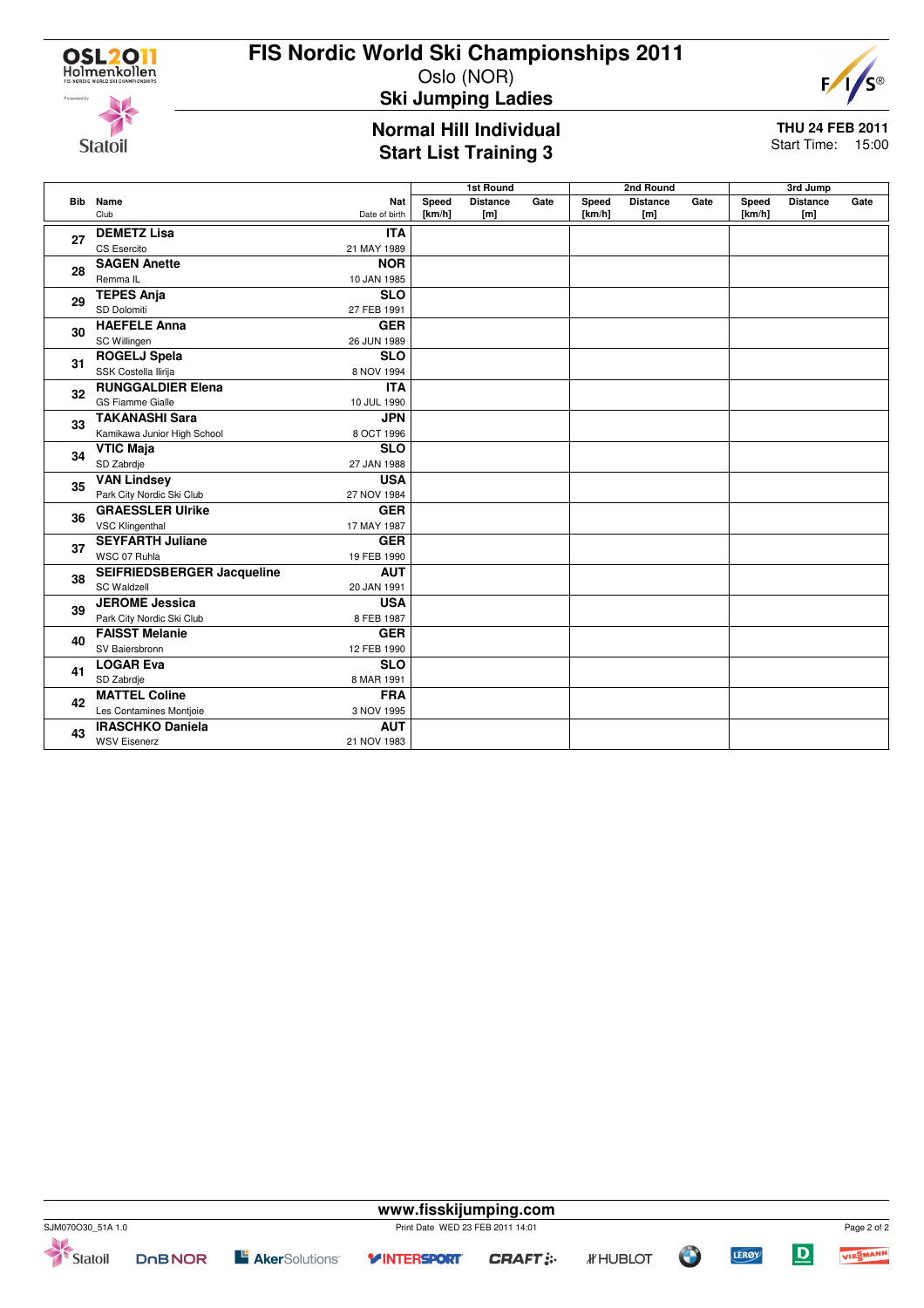# FIS Nordic World Ski Championships 2011

Oslo (NOR)

## Ski Jumping Ladies

### Normal Hill Individual
### Start List Training 3

THU 24 FEB 2011
Start Time: 15:00

| Bib | Name / Club | Nat / Date of birth | 1st Round Speed [km/h] | 1st Round Distance [m] | 1st Round Gate | 2nd Round Speed [km/h] | 2nd Round Distance [m] | 2nd Round Gate | 3rd Jump Speed [km/h] | 3rd Jump Distance [m] | 3rd Jump Gate |
|---|---|---|---|---|---|---|---|---|---|---|---|
| 27 | **DEMETZ Lisa** CS Esercito | **ITA** 21 MAY 1989 | | | | | | | | | |
| 28 | **SAGEN Anette** Remma IL | **NOR** 10 JAN 1985 | | | | | | | | | |
| 29 | **TEPES Anja** SD Dolomiti | **SLO** 27 FEB 1991 | | | | | | | | | |
| 30 | **HAEFELE Anna** SC Willingen | **GER** 26 JUN 1989 | | | | | | | | | |
| 31 | **ROGELJ Spela** SSK Costella Ilirija | **SLO** 8 NOV 1994 | | | | | | | | | |
| 32 | **RUNGGALDIER Elena** GS Fiamme Gialle | **ITA** 10 JUL 1990 | | | | | | | | | |
| 33 | **TAKANASHI Sara** Kamikawa Junior High School | **JPN** 8 OCT 1996 | | | | | | | | | |
| 34 | **VTIC Maja** SD Zabrdje | **SLO** 27 JAN 1988 | | | | | | | | | |
| 35 | **VAN Lindsey** Park City Nordic Ski Club | **USA** 27 NOV 1984 | | | | | | | | | |
| 36 | **GRAESSLER Ulrike** VSC Klingenthal | **GER** 17 MAY 1987 | | | | | | | | | |
| 37 | **SEYFARTH Juliane** WSC 07 Ruhla | **GER** 19 FEB 1990 | | | | | | | | | |
| 38 | **SEIFRIEDSBERGER Jacqueline** SC Waldzell | **AUT** 20 JAN 1991 | | | | | | | | | |
| 39 | **JEROME Jessica** Park City Nordic Ski Club | **USA** 8 FEB 1987 | | | | | | | | | |
| 40 | **FAISST Melanie** SV Baiersbronn | **GER** 12 FEB 1990 | | | | | | | | | |
| 41 | **LOGAR Eva** SD Zabrdje | **SLO** 8 MAR 1991 | | | | | | | | | |
| 42 | **MATTEL Coline** Les Contamines Montjoie | **FRA** 3 NOV 1995 | | | | | | | | | |
| 43 | **IRASCHKO Daniela** WSV Eisenerz | **AUT** 21 NOV 1983 | | | | | | | | | |

www.fisskijumping.com

SJM070O30_51A 1.0 — Print Date WED 23 FEB 2011 14:01